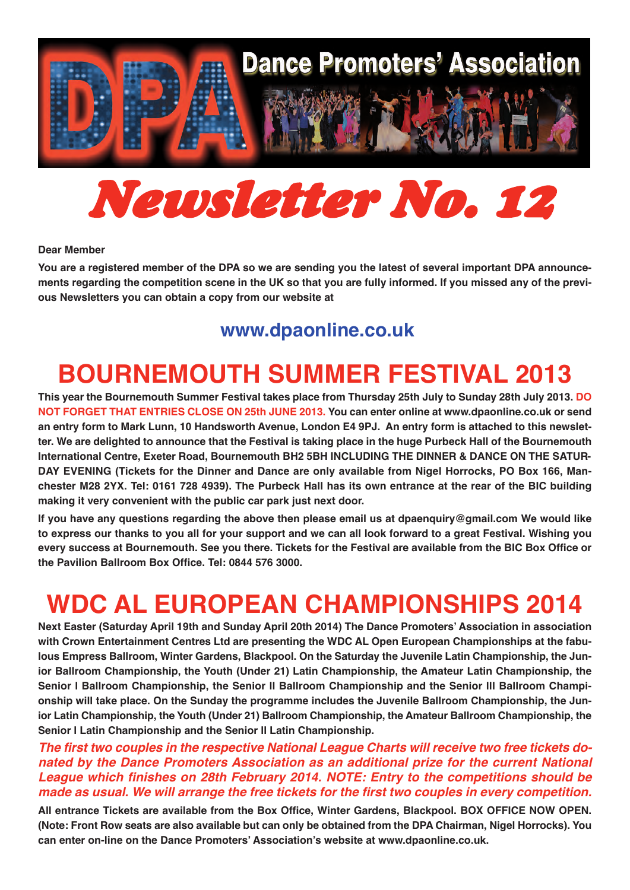# Dance Promoters' Association

# *Newsletter No. 12*

**Dear Member**

**You are a registered member of the DPA so we are sending you the latest of several important DPA announcements regarding the competition scene in the UK so that you are fully informed. If you missed any of the previous Newsletters you can obtain a copy from our website at**

**www.dpaonline.co.uk**

## BOURNEMOUTH SUMMER FESTIVAL 2013

**This year the Bournemouth Summer Festival takes place from Thursday 25th July to Sunday 28th July 2013. DO NOT FORGET THAT ENTRIES CLOSE ON 25th JUNE 2013. You can enter online at www.dpaonline.co.uk or send an entry form to Mark Lunn, 10 Handsworth Avenue, London E4 9PJ. An entry form is attached to this newsletter. We are delighted to announce that the Festival is taking place in the huge Purbeck Hall of the Bournemouth International Centre, Exeter Road, Bournemouth BH2 5BH INCLUDING THE DINNER & DANCE ON THE SATURDAY EVENING (Tickets for the Dinner and Dance are only available from Nigel Horrocks, PO Box 166, Manchester M28 2YX. Tel: 0161 728 4939). The Purbeck Hall has its own entrance at the rear of the BIC building making it very convenient with the public car park just next door.**

**If you have any questions regarding the above then please email us at dpaenquiry@gmail.com We would like to express our thanks to you all for your support and we can all look forward to a great Festival. Wishing you every success at Bournemouth. See you there. Tickets for the Festival are available from the BIC Box Office or the Pavilion Ballroom Box Office. Tel: 0844 576 3000.**

## WDC AL EUROPEAN CHAMPIONSHIPS 2014

**Next Easter (Saturday April 19th and Sunday April 20th 2014) The Dance Promoters' Association in association with Crown Entertainment Centres Ltd are presenting the WDC AL Open European Championships at the fabulous Empress Ballroom, Winter Gardens, Blackpool. On the Saturday the Juvenile Latin Championship, the Junior Ballroom Championship, the Youth (Under 21) Latin Championship, the Amateur Latin Championship, the Senior I Ballroom Championship, the Senior II Ballroom Championship and the Senior III Ballroom Championship will take place. On the Sunday the programme includes the Juvenile Ballroom Championship, the Junior Latin Championship, the Youth (Under 21) Ballroom Championship, the Amateur Ballroom Championship, the Senior I Latin Championship and the Senior II Latin Championship.**

***The first two couples in the respective National League Charts will receive two free tickets donated by the Dance Promoters Association as an additional prize for the current National League which finishes on 28th February 2014. NOTE: Entry to the competitions should be made as usual. We will arrange the free tickets for the first two couples in every competition.***

**All entrance Tickets are available from the Box Office, Winter Gardens, Blackpool. BOX OFFICE NOW OPEN. (Note: Front Row seats are also available but can only be obtained from the DPA Chairman, Nigel Horrocks). You can enter on-line on the Dance Promoters' Association's website at www.dpaonline.co.uk.**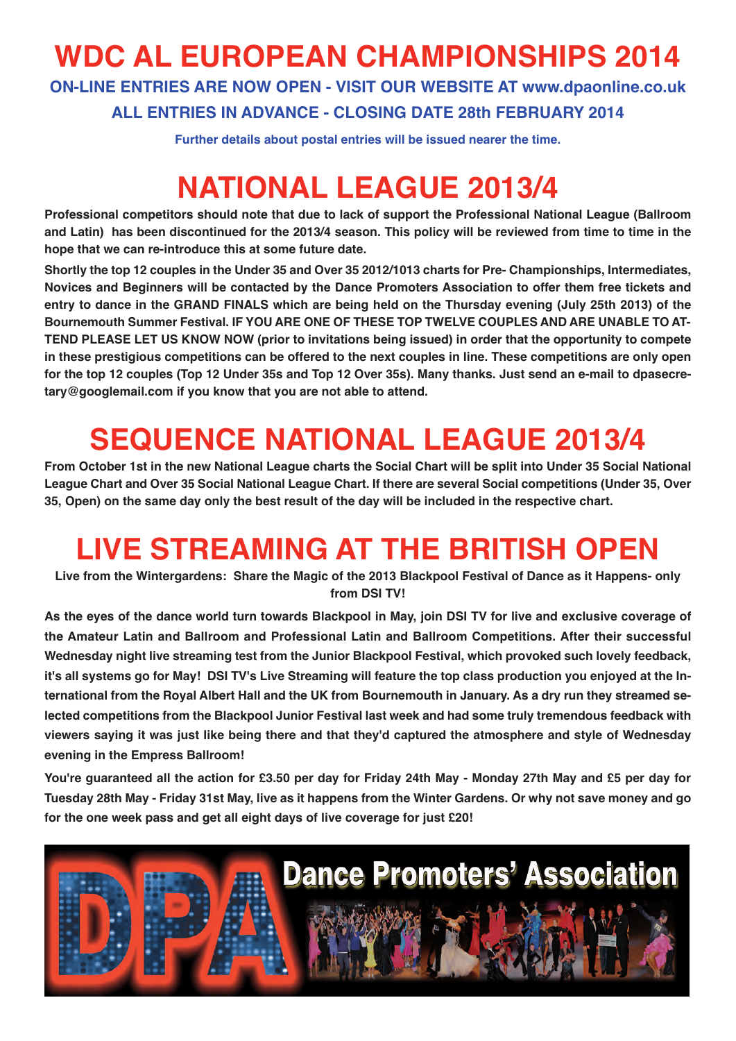# WDC AL EUROPEAN CHAMPIONSHIPS 2014

**ON-LINE ENTRIES ARE NOW OPEN - VISIT OUR WEBSITE AT www.dpaonline.co.uk**

**ALL ENTRIES IN ADVANCE - CLOSING DATE 28th FEBRUARY 2014**

**Further details about postal entries will be issued nearer the time.**

# NATIONAL LEAGUE 2013/4

**Professional competitors should note that due to lack of support the Professional National League (Ballroom and Latin) has been discontinued for the 2013/4 season. This policy will be reviewed from time to time in the hope that we can re-introduce this at some future date.**

**Shortly the top 12 couples in the Under 35 and Over 35 2012/1013 charts for Pre- Championships, Intermediates, Novices and Beginners will be contacted by the Dance Promoters Association to offer them free tickets and entry to dance in the GRAND FINALS which are being held on the Thursday evening (July 25th 2013) of the Bournemouth Summer Festival. IF YOU ARE ONE OF THESE TOP TWELVE COUPLES AND ARE UNABLE TO ATTEND PLEASE LET US KNOW NOW (prior to invitations being issued) in order that the opportunity to compete in these prestigious competitions can be offered to the next couples in line. These competitions are only open for the top 12 couples (Top 12 Under 35s and Top 12 Over 35s). Many thanks. Just send an e-mail to dpasecretary@googlemail.com if you know that you are not able to attend.**

# SEQUENCE NATIONAL LEAGUE 2013/4

**From October 1st in the new National League charts the Social Chart will be split into Under 35 Social National League Chart and Over 35 Social National League Chart. If there are several Social competitions (Under 35, Over 35, Open) on the same day only the best result of the day will be included in the respective chart.**

# LIVE STREAMING AT THE BRITISH OPEN

**Live from the Wintergardens: Share the Magic of the 2013 Blackpool Festival of Dance as it Happens- only from DSI TV!**

**As the eyes of the dance world turn towards Blackpool in May, join DSI TV for live and exclusive coverage of the Amateur Latin and Ballroom and Professional Latin and Ballroom Competitions. After their successful Wednesday night live streaming test from the Junior Blackpool Festival, which provoked such lovely feedback, it's all systems go for May! DSI TV's Live Streaming will feature the top class production you enjoyed at the International from the Royal Albert Hall and the UK from Bournemouth in January. As a dry run they streamed selected competitions from the Blackpool Junior Festival last week and had some truly tremendous feedback with viewers saying it was just like being there and that they'd captured the atmosphere and style of Wednesday evening in the Empress Ballroom!**

**You're guaranteed all the action for £3.50 per day for Friday 24th May - Monday 27th May and £5 per day for Tuesday 28th May - Friday 31st May, live as it happens from the Winter Gardens. Or why not save money and go for the one week pass and get all eight days of live coverage for just £20!**

DPA Dance Promoters' Association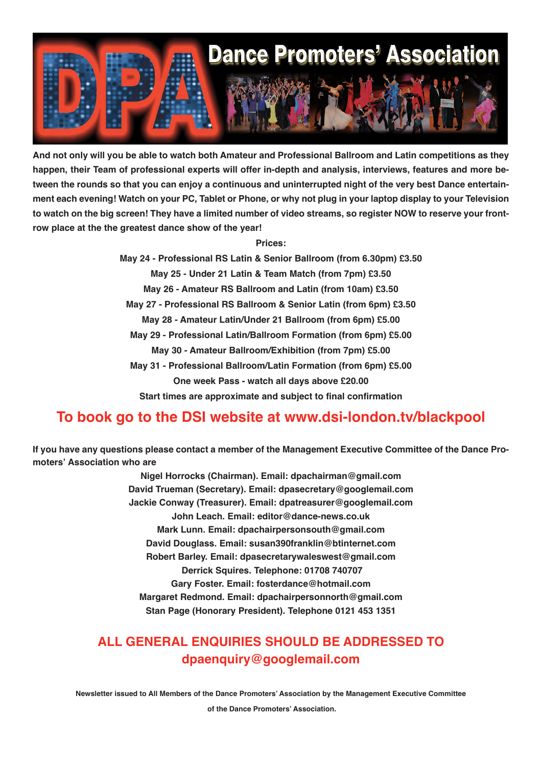# Dance Promoters' Association

And not only will you be able to watch both Amateur and Professional Ballroom and Latin competitions as they happen, their Team of professional experts will offer in-depth and analysis, interviews, features and more between the rounds so that you can enjoy a continuous and uninterrupted night of the very best Dance entertainment each evening! Watch on your PC, Tablet or Phone, or why not plug in your laptop display to your Television to watch on the big screen! They have a limited number of video streams, so register NOW to reserve your front-row place at the the greatest dance show of the year!

**Prices:**

**May 24 - Professional RS Latin & Senior Ballroom (from 6.30pm) £3.50**

**May 25 - Under 21 Latin & Team Match (from 7pm) £3.50**

**May 26 - Amateur RS Ballroom and Latin (from 10am) £3.50**

**May 27 - Professional RS Ballroom & Senior Latin (from 6pm) £3.50**

**May 28 - Amateur Latin/Under 21 Ballroom (from 6pm) £5.00**

**May 29 - Professional Latin/Ballroom Formation (from 6pm) £5.00**

**May 30 - Amateur Ballroom/Exhibition (from 7pm) £5.00**

**May 31 - Professional Ballroom/Latin Formation (from 6pm) £5.00**

**One week Pass - watch all days above £20.00**

**Start times are approximate and subject to final confirmation**

## To book go to the DSI website at www.dsi-london.tv/blackpool

If you have any questions please contact a member of the Management Executive Committee of the Dance Promoters' Association who are

Nigel Horrocks (Chairman). Email: dpachairman@gmail.com
David Trueman (Secretary). Email: dpasecretary@googlemail.com
Jackie Conway (Treasurer). Email: dpatreasurer@googlemail.com
John Leach. Email: editor@dance-news.co.uk
Mark Lunn. Email: dpachairpersonsouth@gmail.com
David Douglass. Email: susan390franklin@btinternet.com
Robert Barley. Email: dpasecretarywaleswest@gmail.com
Derrick Squires. Telephone: 01708 740707
Gary Foster. Email: fosterdance@hotmail.com
Margaret Redmond. Email: dpachairpersonnorth@gmail.com
Stan Page (Honorary President). Telephone 0121 453 1351

## ALL GENERAL ENQUIRIES SHOULD BE ADDRESSED TO dpaenquiry@googlemail.com

Newsletter issued to All Members of the Dance Promoters' Association by the Management Executive Committee of the Dance Promoters' Association.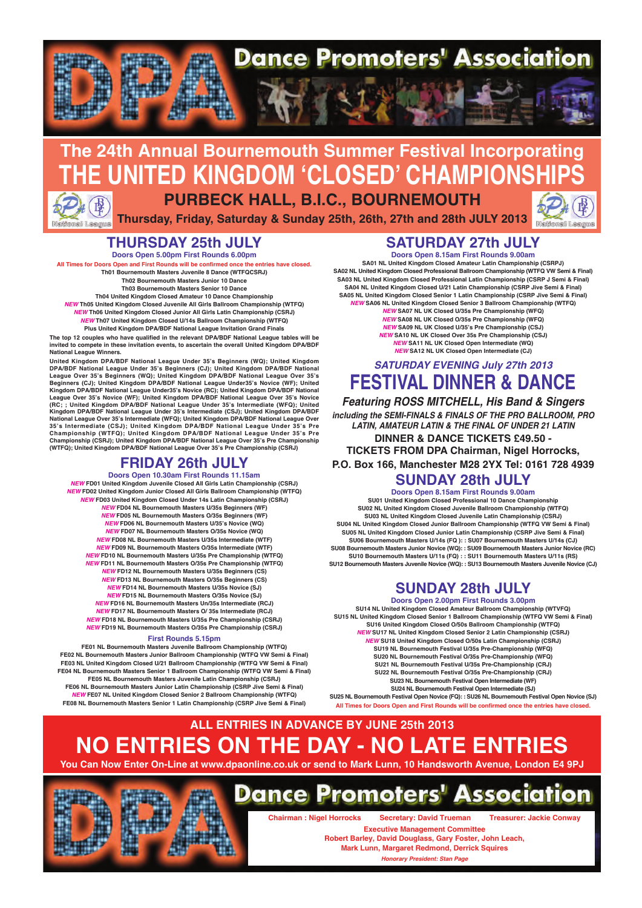# Dance Promoters' Association

## The 24th Annual Bournemouth Summer Festival Incorporating

# THE UNITED KINGDOM 'CLOSED' CHAMPIONSHIPS

## PURBECK HALL, B.I.C., BOURNEMOUTH

**Thursday, Friday, Saturday & Sunday 25th, 26th, 27th and 28th JULY 2013**

## THURSDAY 25th JULY

**Doors Open 5.00pm First Rounds 6.00pm**

All Times for Doors Open and First Rounds will be confirmed once the entries have closed.

Th01 Bournemouth Masters Juvenile 8 Dance (WTFQCSRJ)
Th02 Bournemouth Masters Junior 10 Dance
Th03 Bournemouth Masters Senior 10 Dance
Th04 United Kingdom Closed Amateur 10 Dance Championship
*NEW* Th05 United Kingdom Closed Juvenile All Girls Ballroom Championship (WTFQ)
*NEW* Th06 United Kingdom Closed Junior All Girls Latin Championship (CSRJ)
*NEW* Th07 United Kingdom Closed U/14s Ballroom Championship (WTFQ)
Plus United Kingdom DPA/BDF National League Invitation Grand Finals

The top 12 couples who have qualified in the relevant DPA/BDF National League tables will be invited to compete in these invitation events, to ascertain the overall United Kingdom DPA/BDF National League Winners.

United Kingdom DPA/BDF National League Under 35's Beginners (WQ); United Kingdom DPA/BDF National League Under 35's Beginners (CJ); United Kingdom DPA/BDF National League Over 35's Beginners (WQ); United Kingdom DPA/BDF National League Over 35's Beginners (CJ); United Kingdom DPA/BDF National League Under35's Novice (WF); United Kingdom DPA/BDF National League Under35's Novice (RC); United Kingdom DPA/BDF National League Over 35's Novice (WF); United Kingdom DPA/BDF National League Over 35's Novice (RC; ; United Kingdom DPA/BDF National League Under 35's Intermediate (WFQ); United Kingdom DPA/BDF National League Under 35's Intermediate (CSJ); United Kingdom DPA/BDF National League Over 35's Intermediate (WFQ); United Kingdom DPA/BDF National League Over 35's Intermediate (CSJ); United Kingdom DPA/BDF National League Under 35's Pre Championship (WTFQ); United Kingdom DPA/BDF National League Under 35's Pre Championship (CSRJ); United Kingdom DPA/BDF National League Over 35's Pre Championship (WTFQ); United Kingdom DPA/BDF National League Over 35's Pre Championship (CSRJ)

## FRIDAY 26th JULY

**Doors Open 10.30am First Rounds 11.15am**

*NEW* FD01 United Kingdom Juvenile Closed All Girls Latin Championship (CSRJ)
*NEW* FD02 United Kingdom Junior Closed All Girls Ballroom Championship (WTFQ)
*NEW* FD03 United Kingdom Closed Under 14s Latin Championship (CSRJ)
*NEW* FD04 NL Bournemouth Masters U/35s Beginners (WF)
*NEW* FD05 NL Bournemouth Masters O/35s Beginners (WF)
*NEW* FD06 NL Bournemouth Masters U/35's Novice (WQ)
*NEW* FD07 NL Bournemouth Masters O/35s Novice (WQ)
*NEW* FD08 NL Bournemouth Masters U/35s Intermediate (WTF)
*NEW* FD09 NL Bournemouth Masters O/35s Intermediate (WTF)
*NEW* FD10 NL Bournemouth Masters U/35s Pre Championship (WTFQ)
*NEW* FD11 NL Bournemouth Masters O/35s Pre Championship (WTFQ)
*NEW* FD12 NL Bournemouth Masters U/35s Beginners (CS)
*NEW* FD13 NL Bournemouth Masters O/35s Beginners (CS)
*NEW* FD14 NL Bournemouth Masters U/35s Novice (SJ)
*NEW* FD15 NL Bournemouth Masters O/35s Novice (SJ)
*NEW* FD16 NL Bournemouth Masters Un/35s Intermediate (RCJ)
*NEW* FD17 NL Bournemouth Masters O/ 35s Intermediate (RCJ)
*NEW* FD18 NL Bournemouth Masters U/35s Pre Championship (CSRJ)
*NEW* FD19 NL Bournemouth Masters O/35s Pre Championship (CSRJ)

**First Rounds 5.15pm**

FE01 NL Bournemouth Masters Juvenile Ballroom Championship (WTFQ)
FE02 NL Bournemouth Masters Junior Ballroom Championship (WTFQ VW Semi & Final)
FE03 NL United Kingdom Closed U/21 Ballroom Championship (WTFQ VW Semi & Final)
FE04 NL Bournemouth Masters Senior 1 Ballroom Championship (WTFQ VW Semi & Final)
FE05 NL Bournemouth Masters Juvenile Latin Championship (CSRJ)
FE06 NL Bournemouth Masters Junior Latin Championship (CSRP Jive Semi & Final)
*NEW* FE07 NL United Kingdom Closed Senior 2 Ballroom Championship (WTFQ)
FE08 NL Bournemouth Masters Senior 1 Latin Championship (CSRP Jive Semi & Final)

## SATURDAY 27th JULY

**Doors Open 8.15am First Rounds 9.00am**

SA01 NL United Kingdom Closed Amateur Latin Championship (CSRPJ)
SA02 NL United Kingdom Closed Professional Ballroom Championship (WTFQ VW Semi & Final)
SA03 NL United Kingdom Closed Professional Latin Championship (CSRP J Semi & Final)
SA04 NL United Kingdom Closed U/21 Latin Championship (CSRP Jive Semi & Final)
SA05 NL United Kingdom Closed Senior 1 Latin Championship (CSRP Jive Semi & Final)
*NEW* SA06 NL United Kingdom Closed Senior 3 Ballroom Championship (WTFQ)
*NEW* SA07 NL UK Closed U/35s Pre Championship (WFQ)
*NEW* SA08 NL UK Closed O/35s Pre Championship (WFQ)
*NEW* SA09 NL UK Closed U/35's Pre Championship (CSJ)
*NEW* SA10 NL UK Closed Over 35s Pre Championship (CSJ)
*NEW* SA11 NL UK Closed Open Intermediate (WQ)
*NEW* SA12 NL UK Closed Open Intermediate (CJ)

*SATURDAY EVENING July 27th 2013*

# FESTIVAL DINNER & DANCE

***Featuring ROSS MITCHELL, His Band & Singers***

***including the SEMI-FINALS & FINALS OF THE PRO BALLROOM, PRO LATIN, AMATEUR LATIN & THE FINAL OF UNDER 21 LATIN***

**DINNER & DANCE TICKETS £49.50 - TICKETS FROM DPA Chairman, Nigel Horrocks, P.O. Box 166, Manchester M28 2YX Tel: 0161 728 4939**

## SUNDAY 28th JULY

**Doors Open 8.15am First Rounds 9.00am**

SU01 United Kingdom Closed Professional 10 Dance Championship
SU02 NL United Kingdom Closed Juvenile Ballroom Championship (WTFQ)
SU03 NL United Kingdom Closed Juvenile Latin Championship (CSRJ)
SU04 NL United Kingdom Closed Junior Ballroom Championship (WTFQ VW Semi & Final)
SU05 NL United Kingdom Closed Junior Latin Championship (CSRP Jive Semi & Final)
SU06 Bournemouth Masters U/14s (FQ ) : : SU07 Bournemouth Masters U/14s (CJ)
SU08 Bournemouth Masters Junior Novice (WQ): : SU09 Bournemouth Masters Junior Novice (RC)
SU10 Bournemouth Masters U/11s (FQ) : : SU11 Bournemouth Masters U/11s (RS)
SU12 Bournemouth Masters Juvenile Novice (WQ): : SU13 Bournemouth Masters Juvenile Novice (CJ)

## SUNDAY 28th JULY

**Doors Open 2.00pm First Rounds 3.00pm**

SU14 NL United Kingdom Closed Amateur Ballroom Championship (WTVFQ)
SU15 NL United Kingdom Closed Senior 1 Ballroom Championship (WTFQ VW Semi & Final)
SU16 United Kingdom Closed O/50s Ballroom Championship (WTFQ)
*NEW* SU17 NL United Kingdom Closed Senior 2 Latin Championship (CSRJ)
*NEW* SU18 United Kingdom Closed O/50s Latin Championship (CSRJ)
SU19 NL Bournemouth Festival U/35s Pre-Championship (WFQ)
SU20 NL Bournemouth Festival O/35s Pre-Championship (WFQ)
SU21 NL Bournemouth Festival U/35s Pre-Championship (CRJ)
SU22 NL Bournemouth Festival O/35s Pre-Championship (CRJ)
SU23 NL Bournemouth Festival Open Intermediate (WF)
SU24 NL Bournemouth Festival Open Intermediate (SJ)
SU25 NL Bournemouth Festival Open Novice (FQ): : SU26 NL Bournemouth Festival Open Novice (SJ)

All Times for Doors Open and First Rounds will be confirmed once the entries have closed.

## ALL ENTRIES IN ADVANCE BY JUNE 25th 2013

# NO ENTRIES ON THE DAY - NO LATE ENTRIES

**You Can Now Enter On-Line at www.dpaonline.co.uk or send to Mark Lunn, 10 Handsworth Avenue, London E4 9PJ**

# Dance Promoters' Association

**Chairman : Nigel Horrocks** **Secretary: David Trueman** **Treasurer: Jackie Conway**

**Executive Management Committee**
**Robert Barley, David Douglass, Gary Foster, John Leach, Mark Lunn, Margaret Redmond, Derrick Squires**

***Honorary President: Stan Page***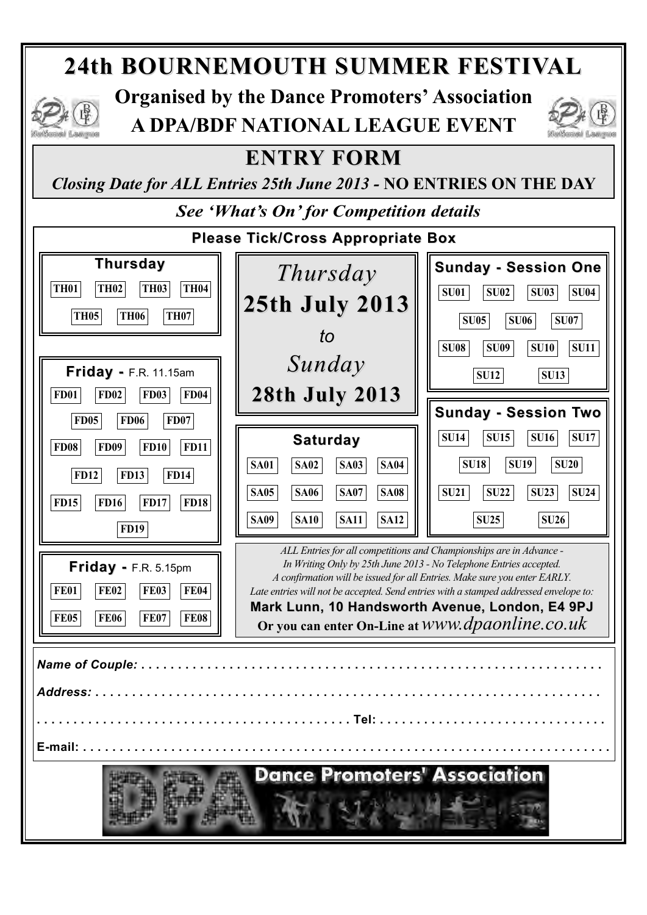# 24th BOURNEMOUTH SUMMER FESTIVAL

## Organised by the Dance Promoters' Association

## A DPA/BDF NATIONAL LEAGUE EVENT

## ENTRY FORM

*Closing Date for ALL Entries 25th June 2013 -* **NO ENTRIES ON THE DAY**

*See 'What's On' for Competition details*

**Please Tick/Cross Appropriate Box**

*Thursday*
**25th July 2013**
*to*
*Sunday*
**28th July 2013**

### Thursday

| TH01 | TH02 | TH03 | TH04 |
|---|---|---|---|
| TH05 | TH06 | TH07 | |

### Friday - F.R. 11.15am

| FD01 | FD02 | FD03 | FD04 |
|---|---|---|---|
| FD05 | FD06 | FD07 | |
| FD08 | FD09 | FD10 | FD11 |
| FD12 | FD13 | FD14 | |
| FD15 | FD16 | FD17 | FD18 |
| FD19 | | | |

### Friday - F.R. 5.15pm

| FE01 | FE02 | FE03 | FE04 |
|---|---|---|---|
| FE05 | FE06 | FE07 | FE08 |

### Saturday

| SA01 | SA02 | SA03 | SA04 |
|---|---|---|---|
| SA05 | SA06 | SA07 | SA08 |
| SA09 | SA10 | SA11 | SA12 |

### Sunday - Session One

| SU01 | SU02 | SU03 | SU04 |
|---|---|---|---|
| SU05 | SU06 | SU07 | |
| SU08 | SU09 | SU10 | SU11 |
| SU12 | SU13 | | |

### Sunday - Session Two

| SU14 | SU15 | SU16 | SU17 |
|---|---|---|---|
| SU18 | SU19 | SU20 | |
| SU21 | SU22 | SU23 | SU24 |
| SU25 | SU26 | | |

*ALL Entries for all competitions and Championships are in Advance - In Writing Only by 25th June 2013 - No Telephone Entries accepted. A confirmation will be issued for all Entries. Make sure you enter EARLY. Late entries will not be accepted. Send entries with a stamped addressed envelope to:*

**Mark Lunn, 10 Handsworth Avenue, London, E4 9PJ**

**Or you can enter On-Line at** *www.dpaonline.co.uk*

***Name of Couple:*** . . . . . . . . . . . . . . . . . . . . . . . . . . . . . . . . . . . . . . . . . . . . . . . . . . . . . . . . . . . . . .

***Address:*** . . . . . . . . . . . . . . . . . . . . . . . . . . . . . . . . . . . . . . . . . . . . . . . . . . . . . . . . . . . . . . . . . .

. . . . . . . . . . . . . . . . . . . . . . . . . . . . . . . . . . . . . . . . . . **Tel:** . . . . . . . . . . . . . . . . . . . . . . . . . . . . . . .

**E-mail:** . . . . . . . . . . . . . . . . . . . . . . . . . . . . . . . . . . . . . . . . . . . . . . . . . . . . . . . . . . . . . . . . . . . . .

Dance Promoters' Association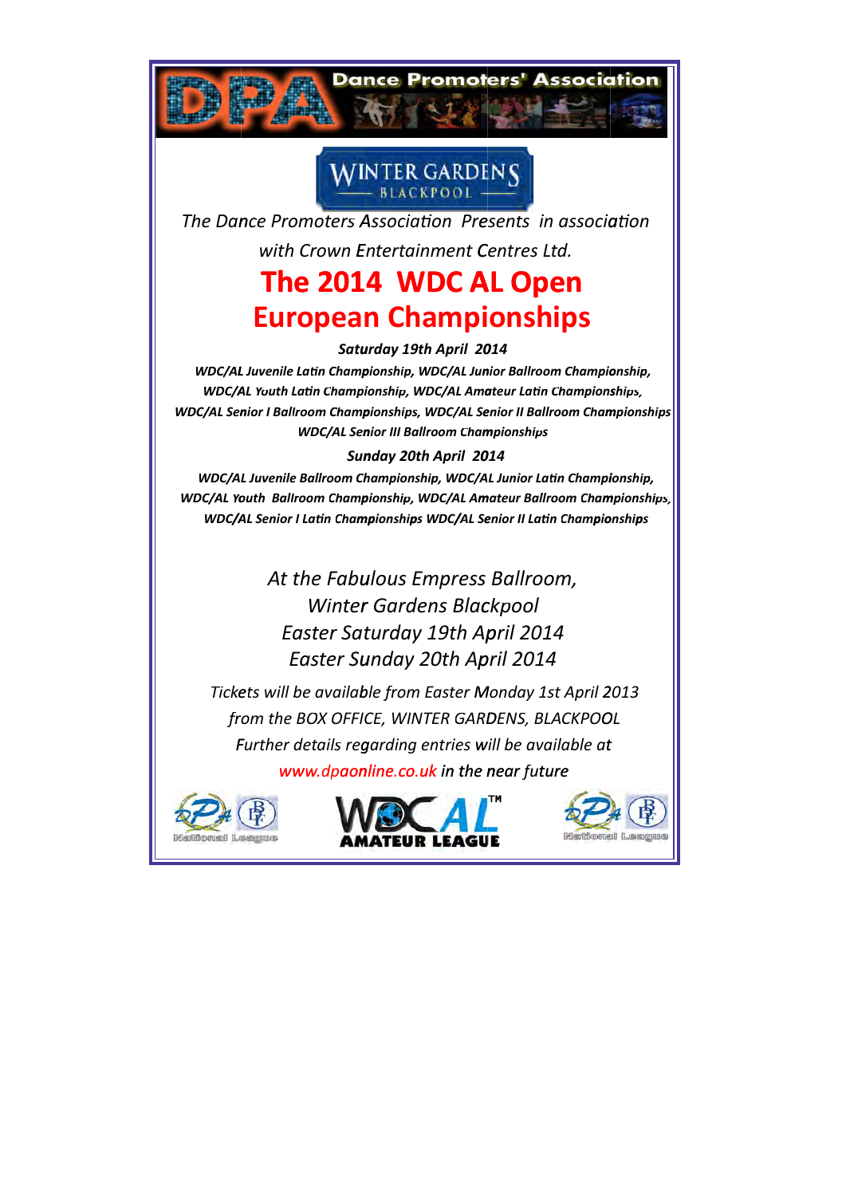Dance Promoters' Association

WINTER GARDENS BLACKPOOL

*The Dance Promoters Association Presents in association with Crown Entertainment Centres Ltd.*

# The 2014 WDC AL Open European Championships

***Saturday 19th April 2014***

***WDC/AL Juvenile Latin Championship, WDC/AL Junior Ballroom Championship, WDC/AL Youth Latin Championship, WDC/AL Amateur Latin Championships, WDC/AL Senior I Ballroom Championships, WDC/AL Senior II Ballroom Championships WDC/AL Senior III Ballroom Championships***

***Sunday 20th April 2014***

***WDC/AL Juvenile Ballroom Championship, WDC/AL Junior Latin Championship, WDC/AL Youth Ballroom Championship, WDC/AL Amateur Ballroom Championships, WDC/AL Senior I Latin Championships WDC/AL Senior II Latin Championships***

*At the Fabulous Empress Ballroom,*
*Winter Gardens Blackpool*
*Easter Saturday 19th April 2014*
*Easter Sunday 20th April 2014*

*Tickets will be available from Easter Monday 1st April 2013 from the BOX OFFICE, WINTER GARDENS, BLACKPOOL*
*Further details regarding entries will be available at www.dpaonline.co.uk in the near future*

National League | WDC AL™ AMATEUR LEAGUE | National League